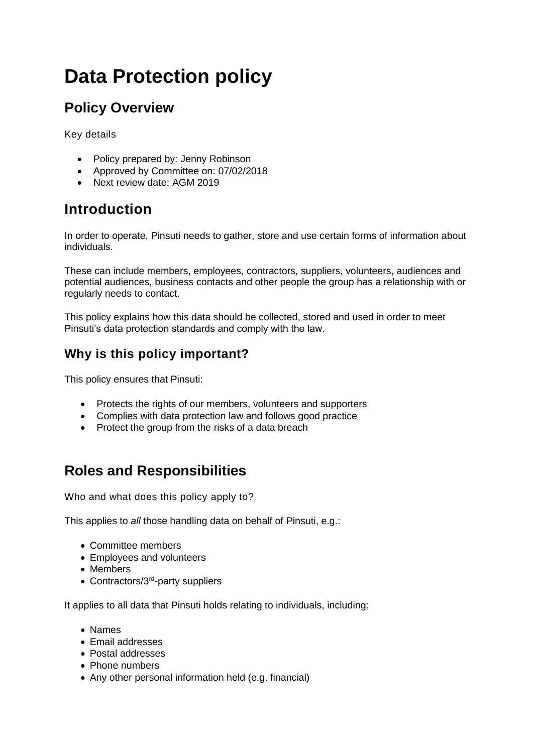# Data Protection policy

## Policy Overview

Key details

- Policy prepared by: Jenny Robinson
- Approved by Committee on: 07/02/2018
- Next review date: AGM 2019

## Introduction

In order to operate, Pinsuti needs to gather, store and use certain forms of information about individuals.

These can include members, employees, contractors, suppliers, volunteers, audiences and potential audiences, business contacts and other people the group has a relationship with or regularly needs to contact.

This policy explains how this data should be collected, stored and used in order to meet Pinsuti's data protection standards and comply with the law.

### Why is this policy important?

This policy ensures that Pinsuti:

- Protects the rights of our members, volunteers and supporters
- Complies with data protection law and follows good practice
- Protect the group from the risks of a data breach

## Roles and Responsibilities

Who and what does this policy apply to?

This applies to *all* those handling data on behalf of Pinsuti, e.g.:

- Committee members
- Employees and volunteers
- Members
- Contractors/3rd-party suppliers

It applies to all data that Pinsuti holds relating to individuals, including:

- Names
- Email addresses
- Postal addresses
- Phone numbers
- Any other personal information held (e.g. financial)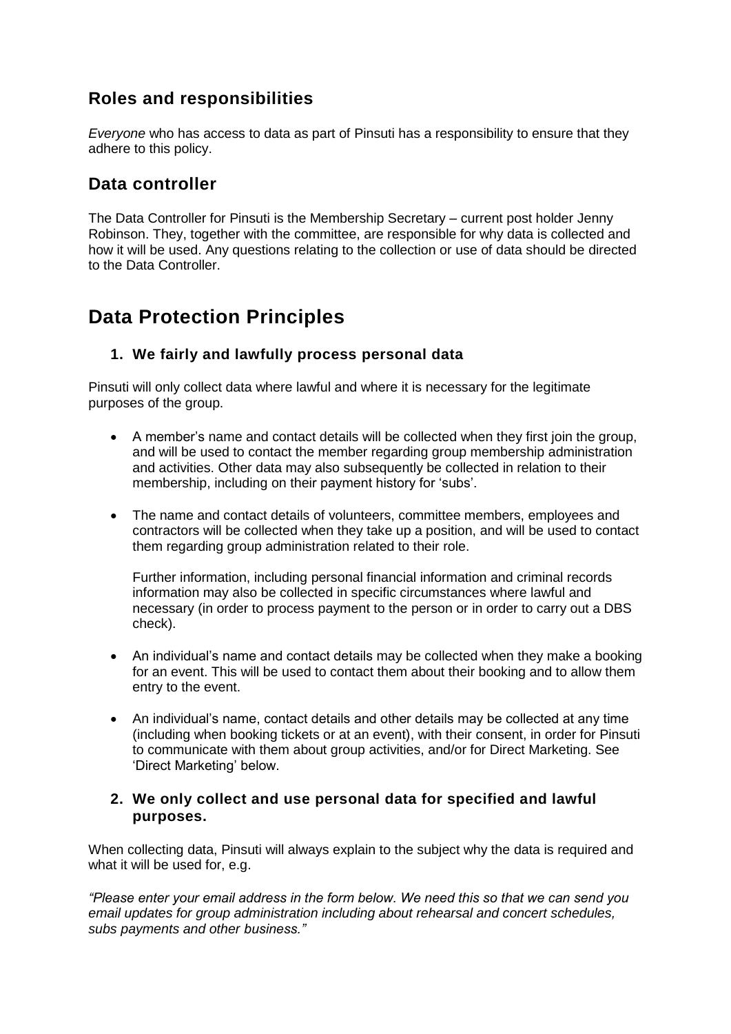## Roles and responsibilities

*Everyone* who has access to data as part of Pinsuti has a responsibility to ensure that they adhere to this policy.

## Data controller

The Data Controller for Pinsuti is the Membership Secretary – current post holder Jenny Robinson. They, together with the committee, are responsible for why data is collected and how it will be used. Any questions relating to the collection or use of data should be directed to the Data Controller.

# Data Protection Principles

### 1. We fairly and lawfully process personal data

Pinsuti will only collect data where lawful and where it is necessary for the legitimate purposes of the group.

- A member's name and contact details will be collected when they first join the group, and will be used to contact the member regarding group membership administration and activities. Other data may also subsequently be collected in relation to their membership, including on their payment history for 'subs'.
- The name and contact details of volunteers, committee members, employees and contractors will be collected when they take up a position, and will be used to contact them regarding group administration related to their role.

  Further information, including personal financial information and criminal records information may also be collected in specific circumstances where lawful and necessary (in order to process payment to the person or in order to carry out a DBS check).
- An individual's name and contact details may be collected when they make a booking for an event. This will be used to contact them about their booking and to allow them entry to the event.
- An individual's name, contact details and other details may be collected at any time (including when booking tickets or at an event), with their consent, in order for Pinsuti to communicate with them about group activities, and/or for Direct Marketing. See 'Direct Marketing' below.

### 2. We only collect and use personal data for specified and lawful purposes.

When collecting data, Pinsuti will always explain to the subject why the data is required and what it will be used for, e.g.

*"Please enter your email address in the form below. We need this so that we can send you email updates for group administration including about rehearsal and concert schedules, subs payments and other business."*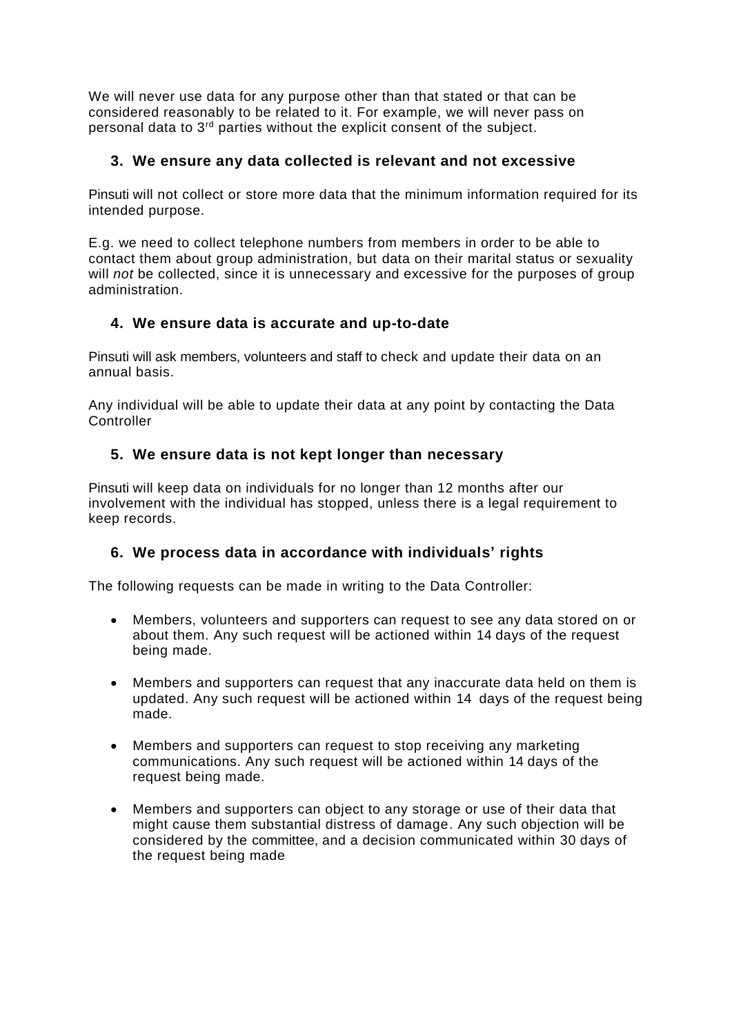We will never use data for any purpose other than that stated or that can be considered reasonably to be related to it. For example, we will never pass on personal data to 3rd parties without the explicit consent of the subject.

## 3. We ensure any data collected is relevant and not excessive

Pinsuti will not collect or store more data that the minimum information required for its intended purpose.

E.g. we need to collect telephone numbers from members in order to be able to contact them about group administration, but data on their marital status or sexuality will *not* be collected, since it is unnecessary and excessive for the purposes of group administration.

## 4. We ensure data is accurate and up-to-date

Pinsuti will ask members, volunteers and staff to check and update their data on an annual basis.

Any individual will be able to update their data at any point by contacting the Data Controller

## 5. We ensure data is not kept longer than necessary

Pinsuti will keep data on individuals for no longer than 12 months after our involvement with the individual has stopped, unless there is a legal requirement to keep records.

## 6. We process data in accordance with individuals' rights

The following requests can be made in writing to the Data Controller:

- Members, volunteers and supporters can request to see any data stored on or about them. Any such request will be actioned within 14 days of the request being made.
- Members and supporters can request that any inaccurate data held on them is updated. Any such request will be actioned within 14 days of the request being made.
- Members and supporters can request to stop receiving any marketing communications. Any such request will be actioned within 14 days of the request being made.
- Members and supporters can object to any storage or use of their data that might cause them substantial distress of damage. Any such objection will be considered by the committee, and a decision communicated within 30 days of the request being made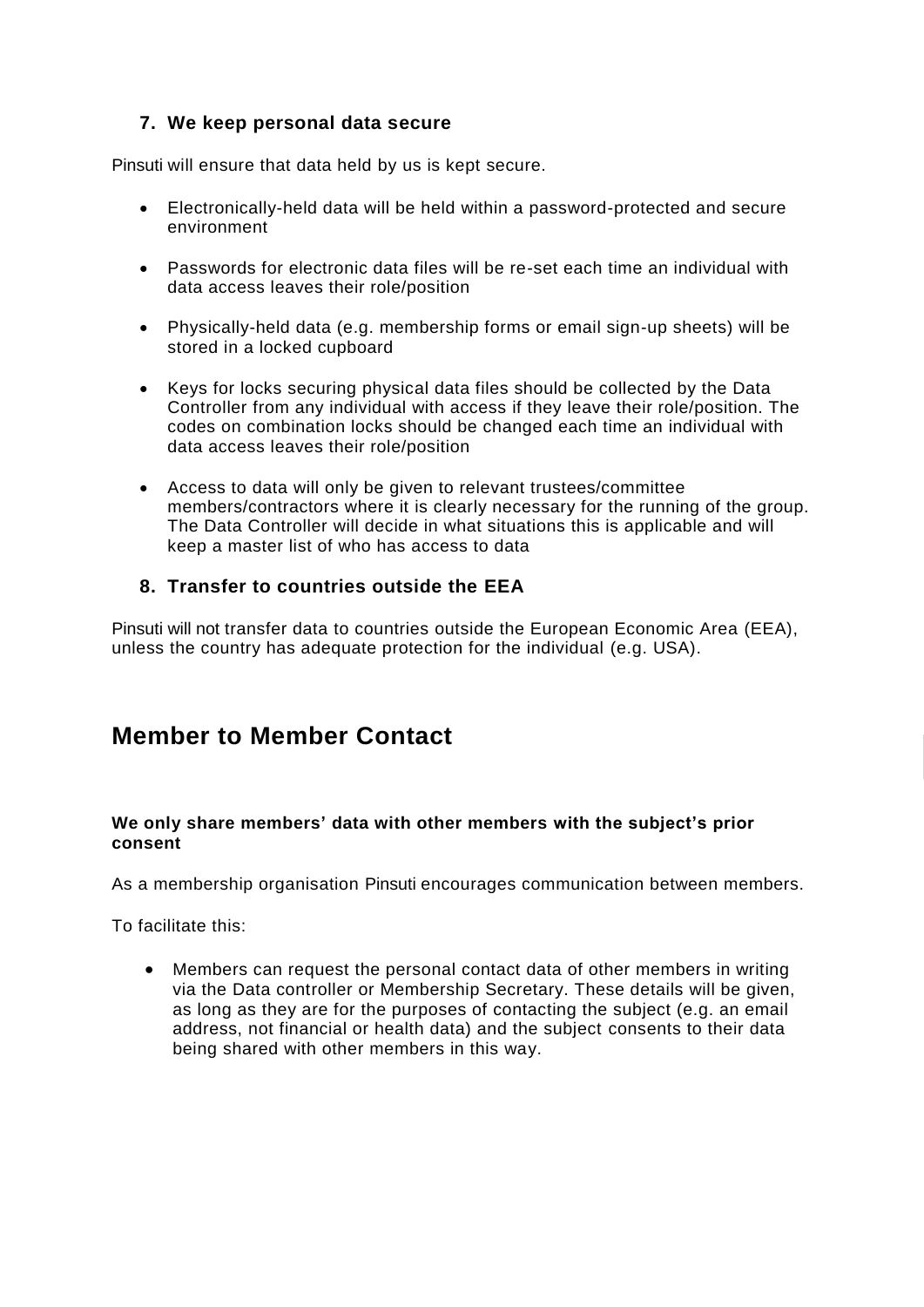### 7. We keep personal data secure

Pinsuti will ensure that data held by us is kept secure.

- Electronically-held data will be held within a password-protected and secure environment
- Passwords for electronic data files will be re-set each time an individual with data access leaves their role/position
- Physically-held data (e.g. membership forms or email sign-up sheets) will be stored in a locked cupboard
- Keys for locks securing physical data files should be collected by the Data Controller from any individual with access if they leave their role/position. The codes on combination locks should be changed each time an individual with data access leaves their role/position
- Access to data will only be given to relevant trustees/committee members/contractors where it is clearly necessary for the running of the group. The Data Controller will decide in what situations this is applicable and will keep a master list of who has access to data

### 8. Transfer to countries outside the EEA

Pinsuti will not transfer data to countries outside the European Economic Area (EEA), unless the country has adequate protection for the individual (e.g. USA).

## Member to Member Contact

**We only share members' data with other members with the subject's prior consent**

As a membership organisation Pinsuti encourages communication between members.

To facilitate this:

- Members can request the personal contact data of other members in writing via the Data controller or Membership Secretary. These details will be given, as long as they are for the purposes of contacting the subject (e.g. an email address, not financial or health data) and the subject consents to their data being shared with other members in this way.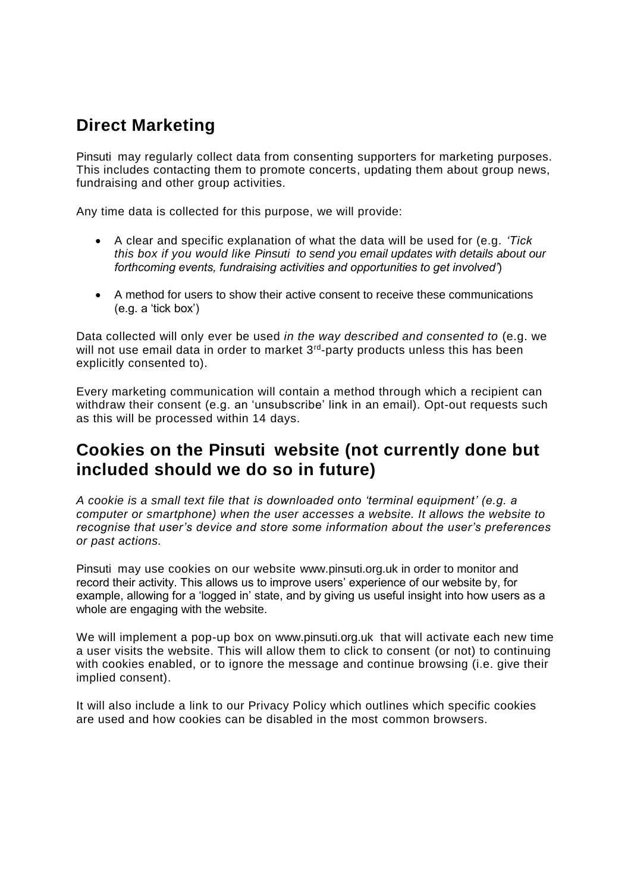## Direct Marketing

Pinsuti may regularly collect data from consenting supporters for marketing purposes. This includes contacting them to promote concerts, updating them about group news, fundraising and other group activities.

Any time data is collected for this purpose, we will provide:

- A clear and specific explanation of what the data will be used for (e.g. *'Tick this box if you would like Pinsuti to send you email updates with details about our forthcoming events, fundraising activities and opportunities to get involved'*)
- A method for users to show their active consent to receive these communications (e.g. a 'tick box')

Data collected will only ever be used *in the way described and consented to* (e.g. we will not use email data in order to market 3rd-party products unless this has been explicitly consented to).

Every marketing communication will contain a method through which a recipient can withdraw their consent (e.g. an 'unsubscribe' link in an email). Opt-out requests such as this will be processed within 14 days.

## Cookies on the Pinsuti website (not currently done but included should we do so in future)

*A cookie is a small text file that is downloaded onto 'terminal equipment' (e.g. a computer or smartphone) when the user accesses a website. It allows the website to recognise that user's device and store some information about the user's preferences or past actions.*

Pinsuti may use cookies on our website www.pinsuti.org.uk in order to monitor and record their activity. This allows us to improve users' experience of our website by, for example, allowing for a 'logged in' state, and by giving us useful insight into how users as a whole are engaging with the website.

We will implement a pop-up box on www.pinsuti.org.uk that will activate each new time a user visits the website. This will allow them to click to consent (or not) to continuing with cookies enabled, or to ignore the message and continue browsing (i.e. give their implied consent).

It will also include a link to our Privacy Policy which outlines which specific cookies are used and how cookies can be disabled in the most common browsers.